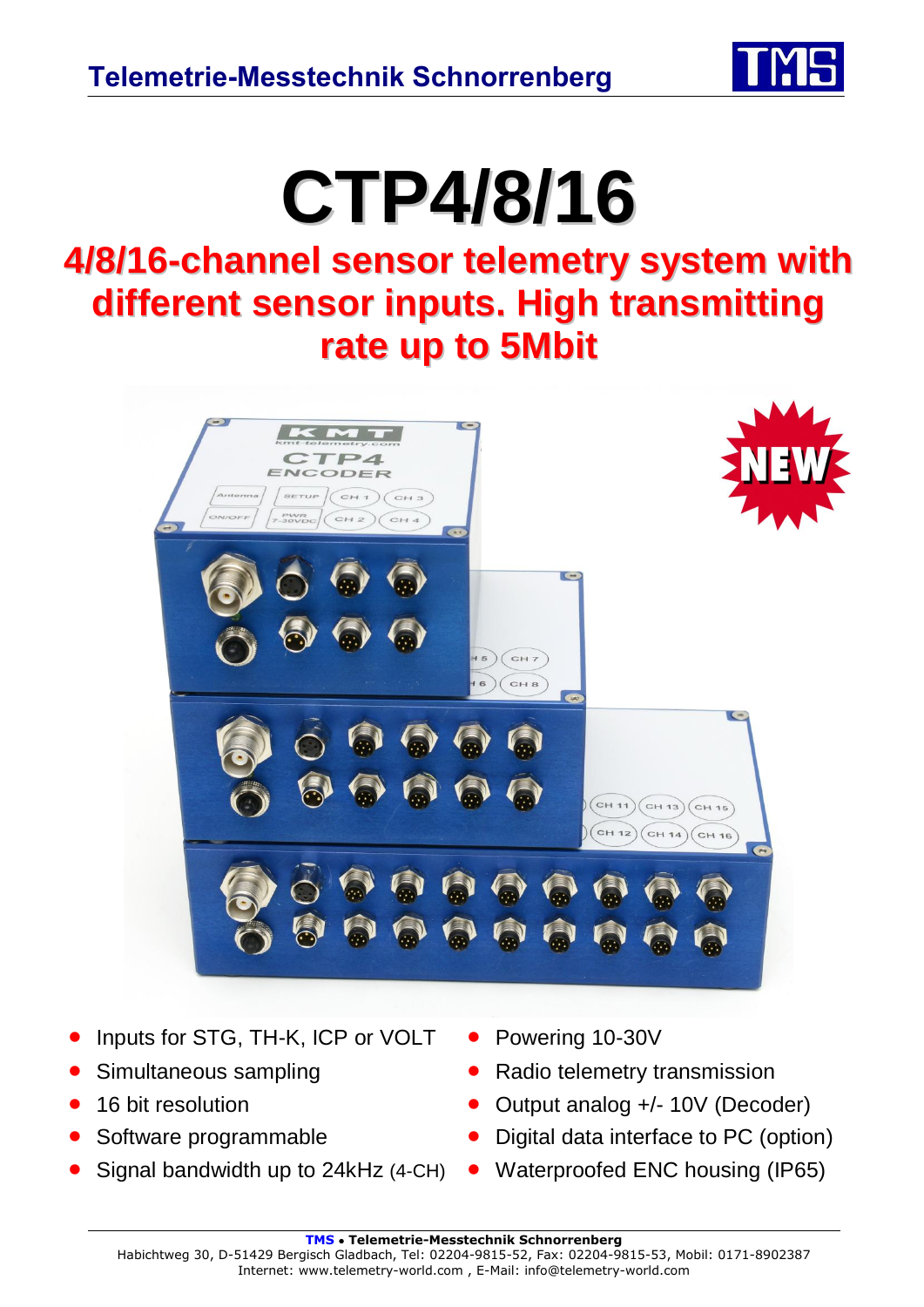Telemetrie-Messtechnik Schnorrenberg

# CTP4/8/16

## 4/8/16-channel sensor telemetry system with different sensor inputs. High transmitting rate up to 5Mbit

- Inputs for STG, TH-K, ICP or VOLT
- Simultaneous sampling
- 16 bit resolution
- Software programmable
- Signal bandwidth up to 24kHz (4-CH)
- Powering 10-30V
- Radio telemetry transmission
- Output analog +/- 10V (Decoder)
- Digital data interface to PC (option)
- Waterproofed ENC housing (IP65)

**TMS • Telemetrie-Messtechnik Schnorrenberg**
Habichtweg 30, D-51429 Bergisch Gladbach, Tel: 02204-9815-52, Fax: 02204-9815-53, Mobil: 0171-8902387
Internet: www.telemetry-world.com , E-Mail: info@telemetry-world.com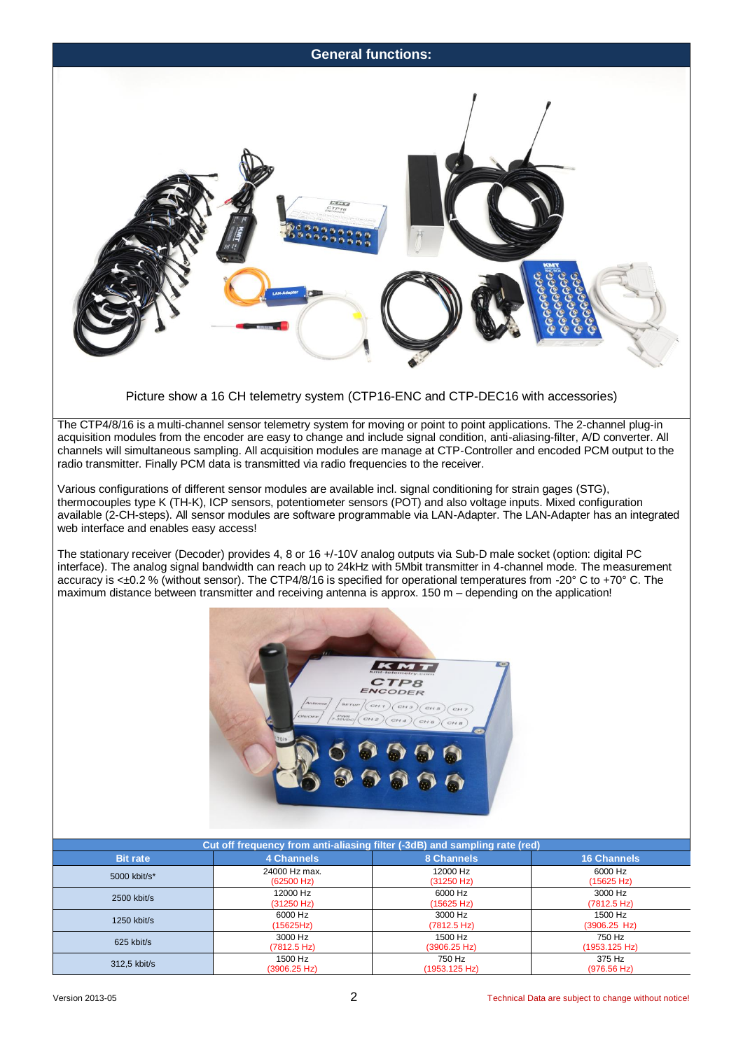## General functions:

Picture show a 16 CH telemetry system (CTP16-ENC and CTP-DEC16 with accessories)

The CTP4/8/16 is a multi-channel sensor telemetry system for moving or point to point applications. The 2-channel plug-in acquisition modules from the encoder are easy to change and include signal condition, anti-aliasing-filter, A/D converter. All channels will simultaneous sampling. All acquisition modules are manage at CTP-Controller and encoded PCM output to the radio transmitter. Finally PCM data is transmitted via radio frequencies to the receiver.

Various configurations of different sensor modules are available incl. signal conditioning for strain gages (STG), thermocouples type K (TH-K), ICP sensors, potentiometer sensors (POT) and also voltage inputs. Mixed configuration available (2-CH-steps). All sensor modules are software programmable via LAN-Adapter. The LAN-Adapter has an integrated web interface and enables easy access!

The stationary receiver (Decoder) provides 4, 8 or 16 +/-10V analog outputs via Sub-D male socket (option: digital PC interface). The analog signal bandwidth can reach up to 24kHz with 5Mbit transmitter in 4-channel mode. The measurement accuracy is <±0.2 % (without sensor). The CTP4/8/16 is specified for operational temperatures from -20° C to +70° C. The maximum distance between transmitter and receiving antenna is approx. 150 m – depending on the application!

| Cut off frequency from anti-aliasing filter (-3dB) and sampling rate (red) | | | |
|---|---|---|---|
| **Bit rate** | **4 Channels** | **8 Channels** | **16 Channels** |
| 5000 kbit/s* | 24000 Hz max. (62500 Hz) | 12000 Hz (31250 Hz) | 6000 Hz (15625 Hz) |
| 2500 kbit/s | 12000 Hz (31250 Hz) | 6000 Hz (15625 Hz) | 3000 Hz (7812.5 Hz) |
| 1250 kbit/s | 6000 Hz (15625Hz) | 3000 Hz (7812.5 Hz) | 1500 Hz (3906.25 Hz) |
| 625 kbit/s | 3000 Hz (7812.5 Hz) | 1500 Hz (3906.25 Hz) | 750 Hz (1953.125 Hz) |
| 312,5 kbit/s | 1500 Hz (3906.25 Hz) | 750 Hz (1953.125 Hz) | 375 Hz (976.56 Hz) |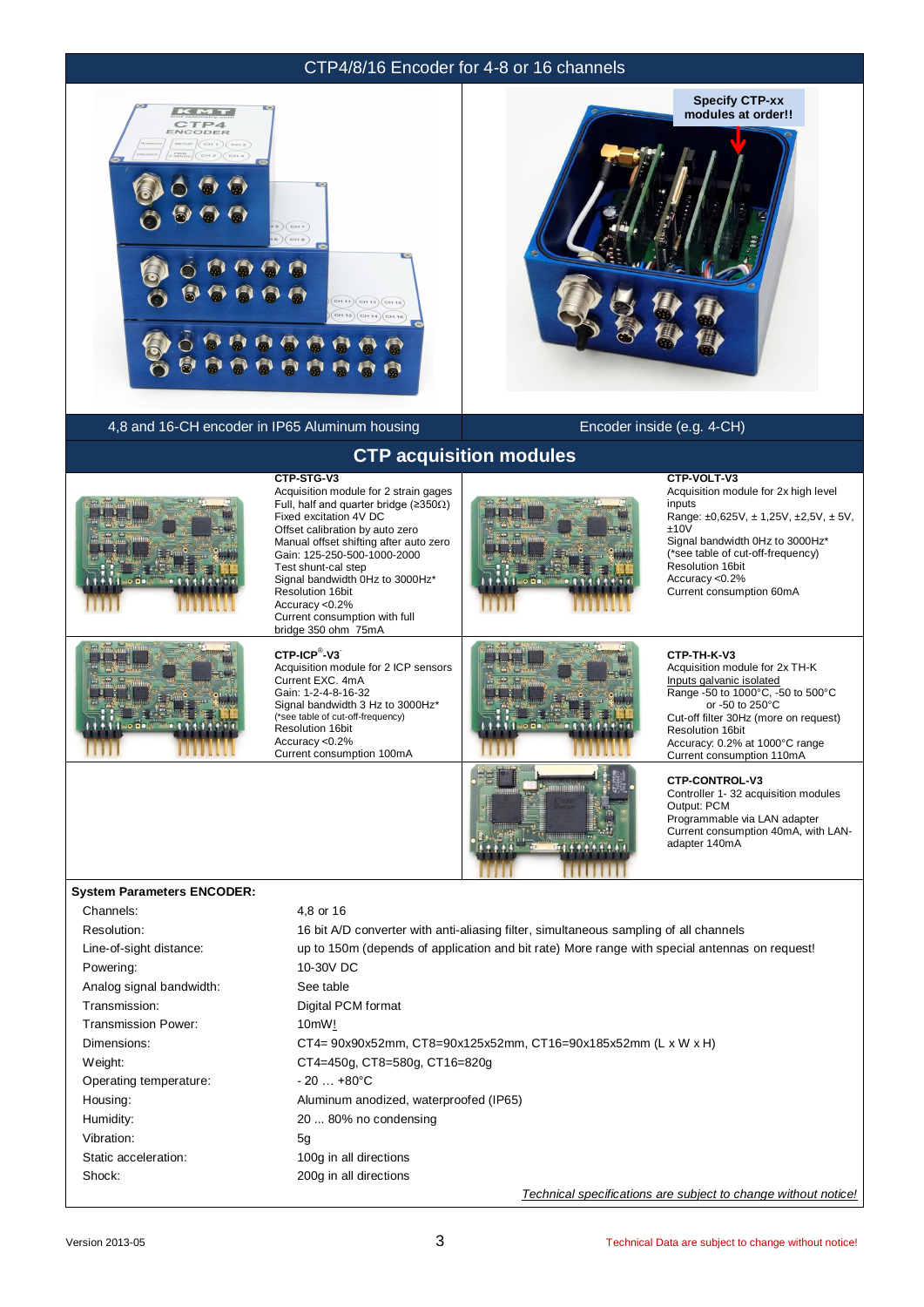## CTP4/8/16 Encoder for 4-8 or 16 channels

Specify CTP-xx modules at order!!

4,8 and 16-CH encoder in IP65 Aluminum housing

Encoder inside (e.g. 4-CH)

## CTP acquisition modules

**CTP-STG-V3**
Acquisition module for 2 strain gages
Full, half and quarter bridge (≥350Ω)
Fixed excitation 4V DC
Offset calibration by auto zero
Manual offset shifting after auto zero
Gain: 125-250-500-1000-2000
Test shunt-cal step
Signal bandwidth 0Hz to 3000Hz*
Resolution 16bit
Accuracy <0.2%
Current consumption with full bridge 350 ohm 75mA

**CTP-VOLT-V3**
Acquisition module for 2x high level inputs
Range: ±0,625V, ± 1,25V, ±2,5V, ± 5V, ±10V
Signal bandwidth 0Hz to 3000Hz*
(*see table of cut-off-frequency)
Resolution 16bit
Accuracy <0.2%
Current consumption 60mA

**CTP-ICP®-V3**
Acquisition module for 2 ICP sensors
Current EXC. 4mA
Gain: 1-2-4-8-16-32
Signal bandwidth 3 Hz to 3000Hz*
(*see table of cut-off-frequency)
Resolution 16bit
Accuracy <0.2%
Current consumption 100mA

**CTP-TH-K-V3**
Acquisition module for 2x TH-K
Inputs galvanic isolated
Range -50 to 1000°C, -50 to 500°C or -50 to 250°C
Cut-off filter 30Hz (more on request)
Resolution 16bit
Accuracy: 0.2% at 1000°C range
Current consumption 110mA

**CTP-CONTROL-V3**
Controller 1- 32 acquisition modules
Output: PCM
Programmable via LAN adapter
Current consumption 40mA, with LAN-adapter 140mA

**System Parameters ENCODER:**

| | |
|---|---|
| Channels: | 4,8 or 16 |
| Resolution: | 16 bit A/D converter with anti-aliasing filter, simultaneous sampling of all channels |
| Line-of-sight distance: | up to 150m (depends of application and bit rate) More range with special antennas on request! |
| Powering: | 10-30V DC |
| Analog signal bandwidth: | See table |
| Transmission: | Digital PCM format |
| Transmission Power: | 10mW! |
| Dimensions: | CT4= 90x90x52mm, CT8=90x125x52mm, CT16=90x185x52mm (L x W x H) |
| Weight: | CT4=450g, CT8=580g, CT16=820g |
| Operating temperature: | - 20 … +80°C |
| Housing: | Aluminum anodized, waterproofed (IP65) |
| Humidity: | 20 ... 80% no condensing |
| Vibration: | 5g |
| Static acceleration: | 100g in all directions |
| Shock: | 200g in all directions |

*Technical specifications are subject to change without notice!*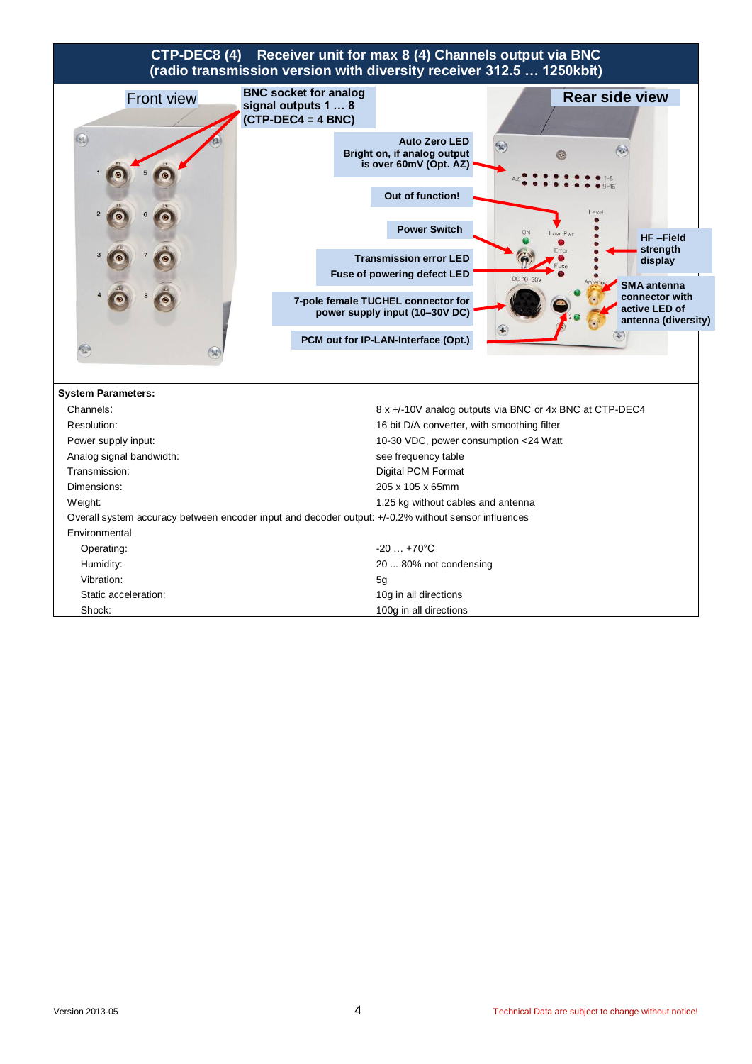# CTP-DEC8 (4) Receiver unit for max 8 (4) Channels output via BNC (radio transmission version with diversity receiver 312.5 … 1250kbit)

Front view

BNC socket for analog signal outputs 1 … 8 (CTP-DEC4 = 4 BNC)

Rear side view

Auto Zero LED Bright on, if analog output is over 60mV (Opt. AZ)

Out of function!

Power Switch

HF –Field strength display

Transmission error LED

Fuse of powering defect LED

7-pole female TUCHEL connector for power supply input (10–30V DC)

SMA antenna connector with active LED of antenna (diversity)

PCM out for IP-LAN-Interface (Opt.)

**System Parameters:**

| | |
|---|---|
| Channels: | 8 x +/-10V analog outputs via BNC or 4x BNC at CTP-DEC4 |
| Resolution: | 16 bit D/A converter, with smoothing filter |
| Power supply input: | 10-30 VDC, power consumption <24 Watt |
| Analog signal bandwidth: | see frequency table |
| Transmission: | Digital PCM Format |
| Dimensions: | 205 x 105 x 65mm |
| Weight: | 1.25 kg without cables and antenna |

Overall system accuracy between encoder input and decoder output: +/-0.2% without sensor influences

Environmental

| | |
|---|---|
| Operating: | -20 … +70°C |
| Humidity: | 20 ... 80% not condensing |
| Vibration: | 5g |
| Static acceleration: | 10g in all directions |
| Shock: | 100g in all directions |

Version 2013-05

Technical Data are subject to change without notice!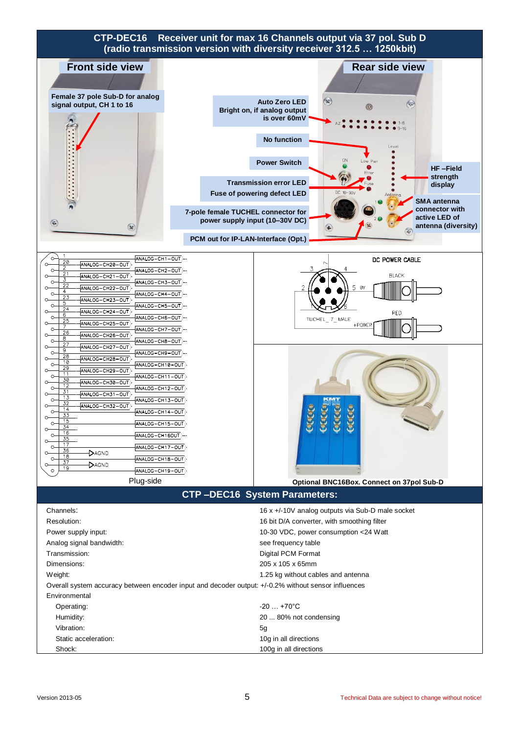# CTP-DEC16 Receiver unit for max 16 Channels output via 37 pol. Sub D (radio transmission version with diversity receiver 312.5 … 1250kbit)

**Front side view**

**Female 37 pole Sub-D for analog signal output, CH 1 to 16**

**Rear side view**

**Auto Zero LED Bright on, if analog output is over 60mV**

**No function**

**Power Switch**

**Transmission error LED**

**Fuse of powering defect LED**

**7-pole female TUCHEL connector for power supply input (10–30V DC)**

**PCM out for IP-LAN-Interface (Opt.)**

**HF –Field strength display**

**SMA antenna connector with active LED of antenna (diversity)**

Plug-side

DC POWER CABLE

**Optional BNC16Box. Connect on 37pol Sub-D**

## CTP –DEC16 System Parameters:

| | |
|---|---|
| Channels: | 16 x +/-10V analog outputs via Sub-D male socket |
| Resolution: | 16 bit D/A converter, with smoothing filter |
| Power supply input: | 10-30 VDC, power consumption <24 Watt |
| Analog signal bandwidth: | see frequency table |
| Transmission: | Digital PCM Format |
| Dimensions: | 205 x 105 x 65mm |
| Weight: | 1.25 kg without cables and antenna |

Overall system accuracy between encoder input and decoder output: +/-0.2% without sensor influences

Environmental

| | |
|---|---|
| Operating: | -20 … +70°C |
| Humidity: | 20 ... 80% not condensing |
| Vibration: | 5g |
| Static acceleration: | 10g in all directions |
| Shock: | 100g in all directions |

Version 2013-05

Technical Data are subject to change without notice!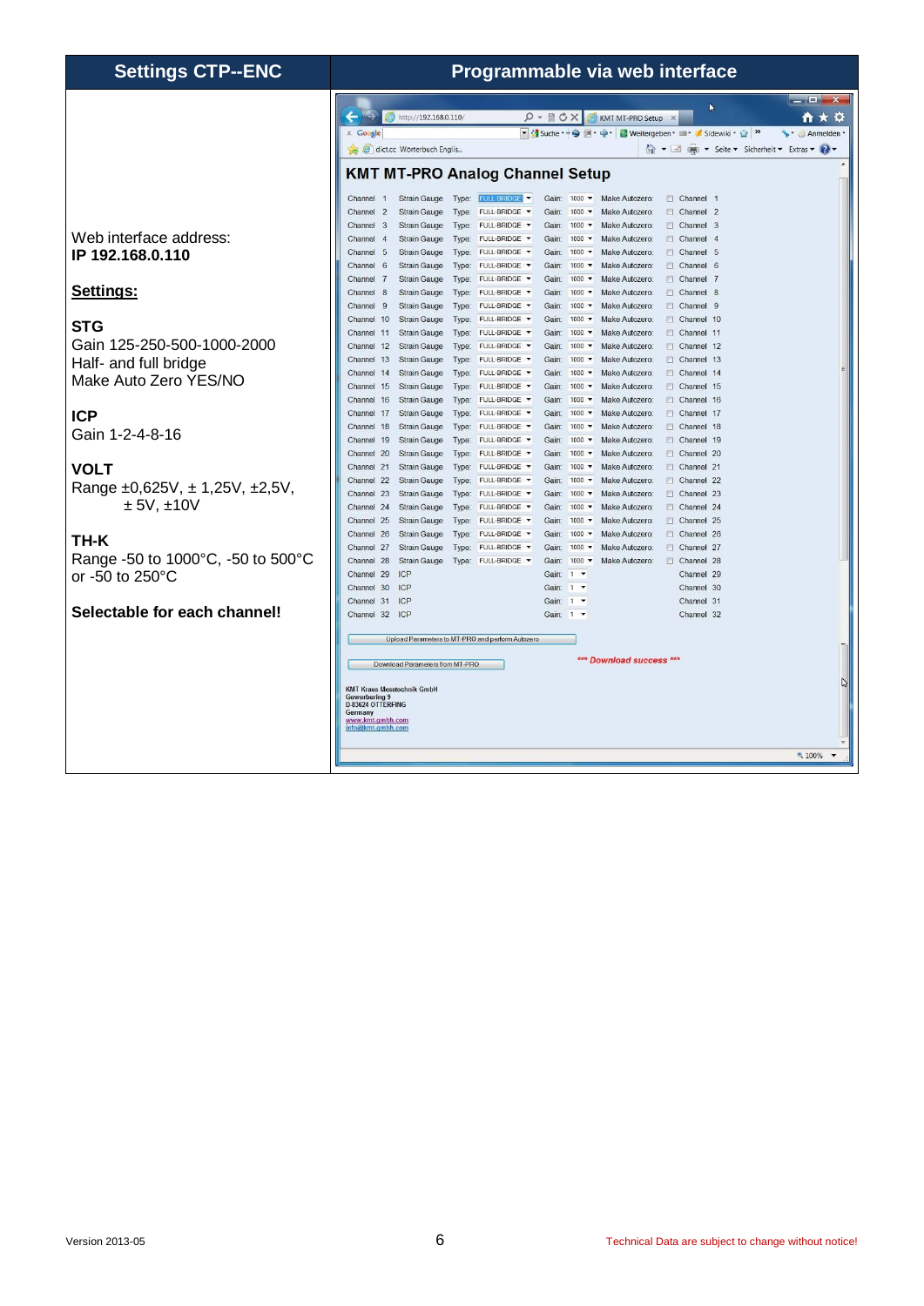| Settings CTP--ENC | Programmable via web interface |
| --- | --- |

Web interface address:
**IP 192.168.0.110**

**Settings:**

**STG**
Gain 125-250-500-1000-2000
Half- and full bridge
Make Auto Zero YES/NO

**ICP**
Gain 1-2-4-8-16

**VOLT**
Range ±0,625V, ± 1,25V, ±2,5V, ± 5V, ±10V

**TH-K**
Range -50 to 1000°C, -50 to 500°C or -50 to 250°C

**Selectable for each channel!**

KMT MT-PRO Analog Channel Setup

| | | | | | | |
| --- | --- | --- | --- | --- | --- | --- |
| Channel 1 | Strain Gauge | Type: FULL-BRIDGE | Gain: 1000 | Make Autozero: | ☐ | Channel 1 |
| Channel 2 | Strain Gauge | Type: FULL-BRIDGE | Gain: 1000 | Make Autozero: | ☐ | Channel 2 |
| Channel 3 | Strain Gauge | Type: FULL-BRIDGE | Gain: 1000 | Make Autozero: | ☐ | Channel 3 |
| Channel 4 | Strain Gauge | Type: FULL-BRIDGE | Gain: 1000 | Make Autozero: | ☐ | Channel 4 |
| Channel 5 | Strain Gauge | Type: FULL-BRIDGE | Gain: 1000 | Make Autozero: | ☐ | Channel 5 |
| Channel 6 | Strain Gauge | Type: FULL-BRIDGE | Gain: 1000 | Make Autozero: | ☐ | Channel 6 |
| Channel 7 | Strain Gauge | Type: FULL-BRIDGE | Gain: 1000 | Make Autozero: | ☐ | Channel 7 |
| Channel 8 | Strain Gauge | Type: FULL-BRIDGE | Gain: 1000 | Make Autozero: | ☐ | Channel 8 |
| Channel 9 | Strain Gauge | Type: FULL-BRIDGE | Gain: 1000 | Make Autozero: | ☐ | Channel 9 |
| Channel 10 | Strain Gauge | Type: FULL-BRIDGE | Gain: 1000 | Make Autozero: | ☐ | Channel 10 |
| Channel 11 | Strain Gauge | Type: FULL-BRIDGE | Gain: 1000 | Make Autozero: | ☐ | Channel 11 |
| Channel 12 | Strain Gauge | Type: FULL-BRIDGE | Gain: 1000 | Make Autozero: | ☐ | Channel 12 |
| Channel 13 | Strain Gauge | Type: FULL-BRIDGE | Gain: 1000 | Make Autozero: | ☐ | Channel 13 |
| Channel 14 | Strain Gauge | Type: FULL-BRIDGE | Gain: 1000 | Make Autozero: | ☐ | Channel 14 |
| Channel 15 | Strain Gauge | Type: FULL-BRIDGE | Gain: 1000 | Make Autozero: | ☐ | Channel 15 |
| Channel 16 | Strain Gauge | Type: FULL-BRIDGE | Gain: 1000 | Make Autozero: | ☐ | Channel 16 |
| Channel 17 | Strain Gauge | Type: FULL-BRIDGE | Gain: 1000 | Make Autozero: | ☐ | Channel 17 |
| Channel 18 | Strain Gauge | Type: FULL-BRIDGE | Gain: 1000 | Make Autozero: | ☐ | Channel 18 |
| Channel 19 | Strain Gauge | Type: FULL-BRIDGE | Gain: 1000 | Make Autozero: | ☐ | Channel 19 |
| Channel 20 | Strain Gauge | Type: FULL-BRIDGE | Gain: 1000 | Make Autozero: | ☐ | Channel 20 |
| Channel 21 | Strain Gauge | Type: FULL-BRIDGE | Gain: 1000 | Make Autozero: | ☐ | Channel 21 |
| Channel 22 | Strain Gauge | Type: FULL-BRIDGE | Gain: 1000 | Make Autozero: | ☐ | Channel 22 |
| Channel 23 | Strain Gauge | Type: FULL-BRIDGE | Gain: 1000 | Make Autozero: | ☐ | Channel 23 |
| Channel 24 | Strain Gauge | Type: FULL-BRIDGE | Gain: 1000 | Make Autozero: | ☐ | Channel 24 |
| Channel 25 | Strain Gauge | Type: FULL-BRIDGE | Gain: 1000 | Make Autozero: | ☐ | Channel 25 |
| Channel 26 | Strain Gauge | Type: FULL-BRIDGE | Gain: 1000 | Make Autozero: | ☐ | Channel 26 |
| Channel 27 | Strain Gauge | Type: FULL-BRIDGE | Gain: 1000 | Make Autozero: | ☐ | Channel 27 |
| Channel 28 | Strain Gauge | Type: FULL-BRIDGE | Gain: 1000 | Make Autozero: | ☐ | Channel 28 |
| Channel 29 | ICP | | Gain: 1 | | | Channel 29 |
| Channel 30 | ICP | | Gain: 1 | | | Channel 30 |
| Channel 31 | ICP | | Gain: 1 | | | Channel 31 |
| Channel 32 | ICP | | Gain: 1 | | | Channel 32 |

Upload Parameters to MT-PRO and perform Autozero

Download Parameters from MT-PRO

*** Download success ***

KMT Kraus Messtechnik GmbH
Gewerbering 9
D-83624 OTTERFING
Germany
www.kmt-gmbh.com
info@kmt-gmbh.com

Version 2013-05

Technical Data are subject to change without notice!